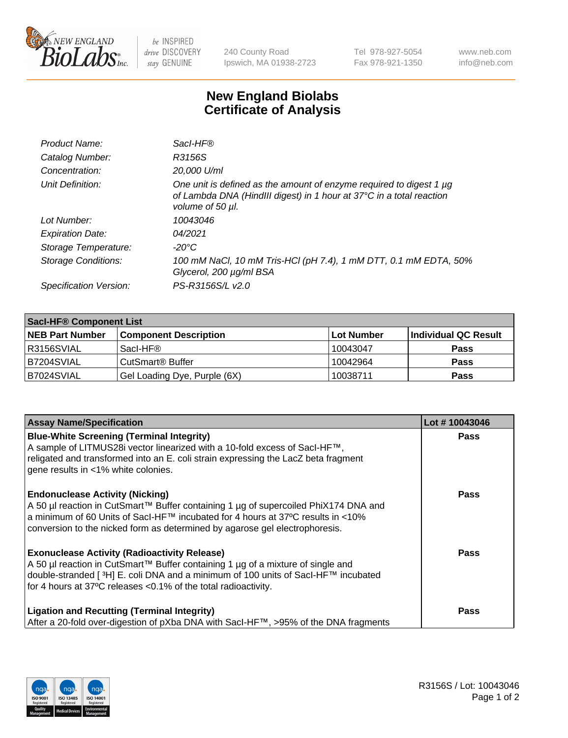# New England Biolabs Certificate of Analysis

| | |
|---|---|
| *Product Name:* | *SacI-HF®* |
| *Catalog Number:* | *R3156S* |
| *Concentration:* | *20,000 U/ml* |
| *Unit Definition:* | *One unit is defined as the amount of enzyme required to digest 1 µg of Lambda DNA (HindIII digest) in 1 hour at 37°C in a total reaction volume of 50 µl.* |
| *Lot Number:* | *10043046* |
| *Expiration Date:* | *04/2021* |
| *Storage Temperature:* | *-20°C* |
| *Storage Conditions:* | *100 mM NaCl, 10 mM Tris-HCl (pH 7.4), 1 mM DTT, 0.1 mM EDTA, 50% Glycerol, 200 µg/ml BSA* |
| *Specification Version:* | *PS-R3156S/L v2.0* |

| **SacI-HF® Component List** | | | |
|---|---|---|---|
| **NEB Part Number** | **Component Description** | **Lot Number** | **Individual QC Result** |
| R3156SVIAL | SacI-HF® | 10043047 | **Pass** |
| B7204SVIAL | CutSmart® Buffer | 10042964 | **Pass** |
| B7024SVIAL | Gel Loading Dye, Purple (6X) | 10038711 | **Pass** |

| **Assay Name/Specification** | **Lot # 10043046** |
|---|---|
| **Blue-White Screening (Terminal Integrity)** A sample of LITMUS28i vector linearized with a 10-fold excess of SacI-HF™, religated and transformed into an E. coli strain expressing the LacZ beta fragment gene results in <1% white colonies. | **Pass** |
| **Endonuclease Activity (Nicking)** A 50 µl reaction in CutSmart™ Buffer containing 1 µg of supercoiled PhiX174 DNA and a minimum of 60 Units of SacI-HF™ incubated for 4 hours at 37ºC results in <10% conversion to the nicked form as determined by agarose gel electrophoresis. | **Pass** |
| **Exonuclease Activity (Radioactivity Release)** A 50 µl reaction in CutSmart™ Buffer containing 1 µg of a mixture of single and double-stranded [ $^{3}$H] E. coli DNA and a minimum of 100 units of SacI-HF™ incubated for 4 hours at 37ºC releases <0.1% of the total radioactivity. | **Pass** |
| **Ligation and Recutting (Terminal Integrity)** After a 20-fold over-digestion of pXba DNA with SacI-HF™, >95% of the DNA fragments | **Pass** |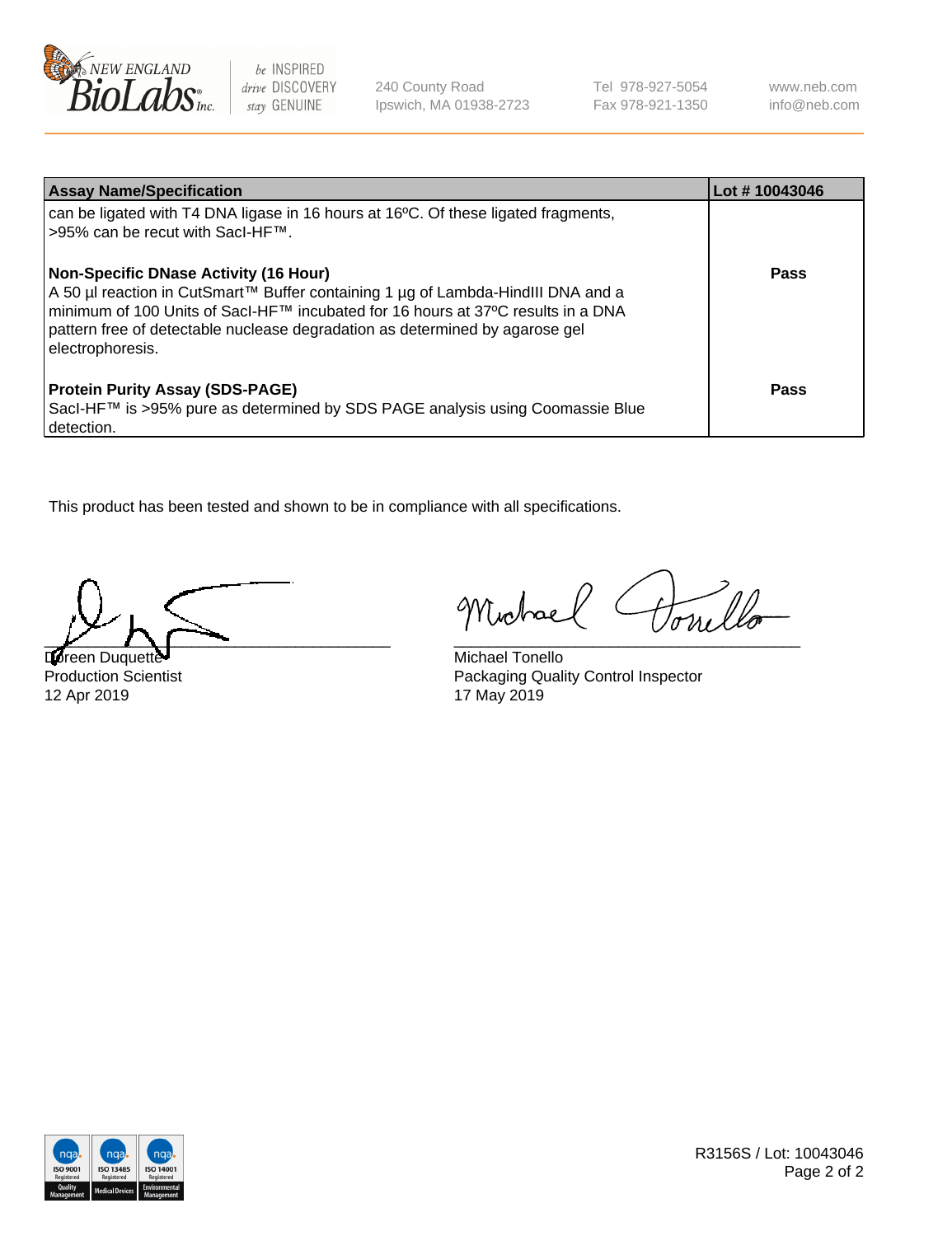| Assay Name/Specification | Lot # 10043046 |
| --- | --- |
| can be ligated with T4 DNA ligase in 16 hours at 16ºC. Of these ligated fragments, >95% can be recut with SacI-HF™. | |
| **Non-Specific DNase Activity (16 Hour)**<br>A 50 µl reaction in CutSmart™ Buffer containing 1 µg of Lambda-HindIII DNA and a minimum of 100 Units of SacI-HF™ incubated for 16 hours at 37ºC results in a DNA pattern free of detectable nuclease degradation as determined by agarose gel electrophoresis. | **Pass** |
| **Protein Purity Assay (SDS-PAGE)**<br>SacI-HF™ is >95% pure as determined by SDS PAGE analysis using Coomassie Blue detection. | **Pass** |

This product has been tested and shown to be in compliance with all specifications.

Doreen Duquette
Production Scientist
12 Apr 2019

Michael Tonello
Packaging Quality Control Inspector
17 May 2019

R3156S / Lot: 10043046